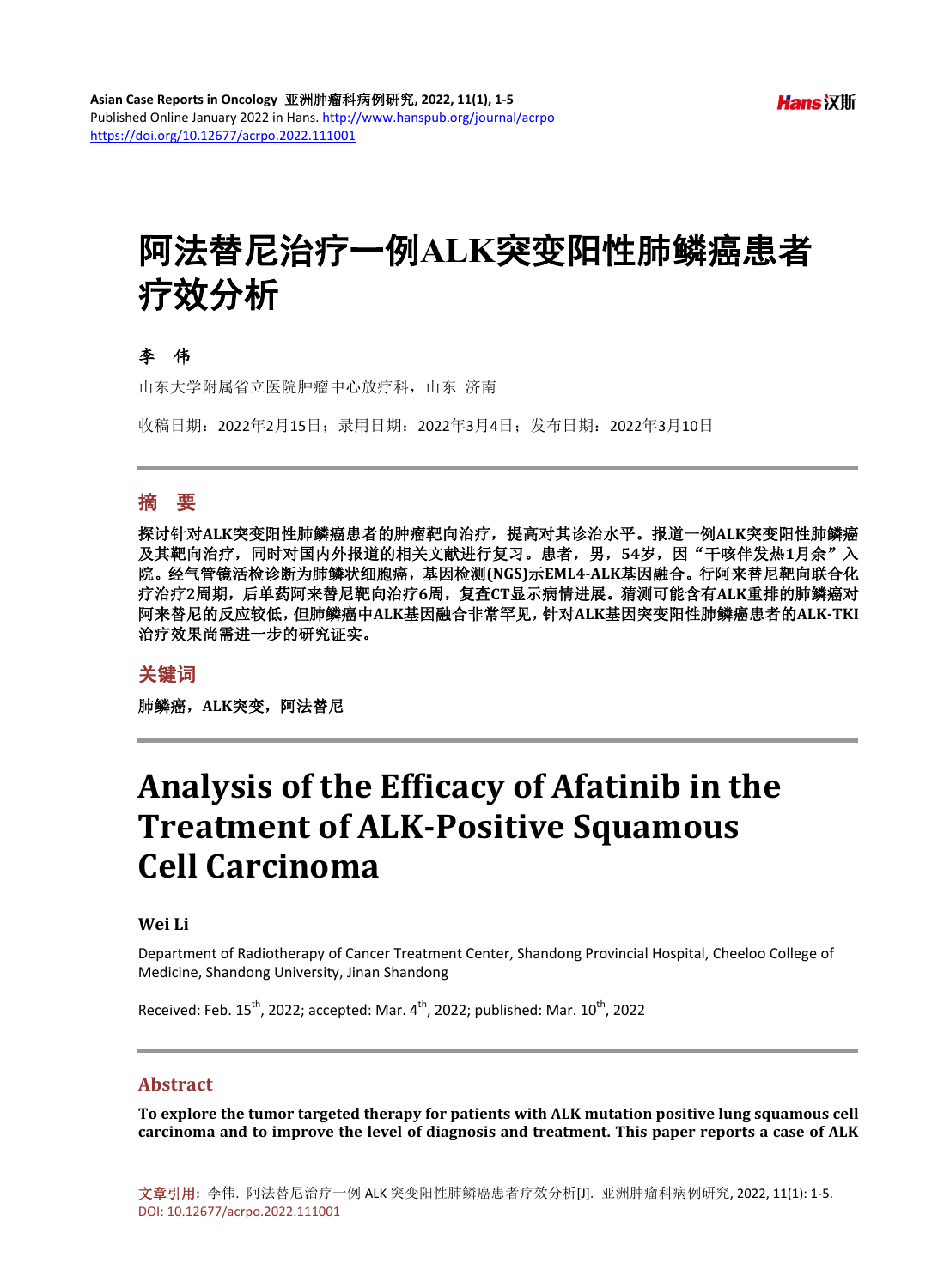# 阿法替尼治疗一例ALK突变阳性肺鳞癌患者疗效分析

**李　伟**

山东大学附属省立医院肿瘤中心放疗科，山东　济南

收稿日期：2022年2月15日；录用日期：2022年3月4日；发布日期：2022年3月10日

## 摘　要

**探讨针对ALK突变阳性肺鳞癌患者的肿瘤靶向治疗，提高对其诊治水平。报道一例ALK突变阳性肺鳞癌及其靶向治疗，同时对国内外报道的相关文献进行复习。患者，男，54岁，因"干咳伴发热1月余"入院。经气管镜活检诊断为肺鳞状细胞癌，基因检测(NGS)示EML4-ALK基因融合。行阿来替尼靶向联合化疗治疗2周期，后单药阿来替尼靶向治疗6周，复查CT显示病情进展。猜测可能含有ALK重排的肺鳞癌对阿来替尼的反应较低，但肺鳞癌中ALK基因融合非常罕见，针对ALK基因突变阳性肺鳞癌患者的ALK-TKI治疗效果尚需进一步的研究证实。**

## 关键词

**肺鳞癌，ALK突变，阿法替尼**

# Analysis of the Efficacy of Afatinib in the Treatment of ALK-Positive Squamous Cell Carcinoma

**Wei Li**

Department of Radiotherapy of Cancer Treatment Center, Shandong Provincial Hospital, Cheeloo College of Medicine, Shandong University, Jinan Shandong

Received: Feb. 15th, 2022; accepted: Mar. 4th, 2022; published: Mar. 10th, 2022

## Abstract

**To explore the tumor targeted therapy for patients with ALK mutation positive lung squamous cell carcinoma and to improve the level of diagnosis and treatment. This paper reports a case of ALK**

文章引用: 李伟. 阿法替尼治疗一例 ALK 突变阳性肺鳞癌患者疗效分析[J]. 亚洲肿瘤科病例研究, 2022, 11(1): 1-5. DOI: 10.12677/acrpo.2022.111001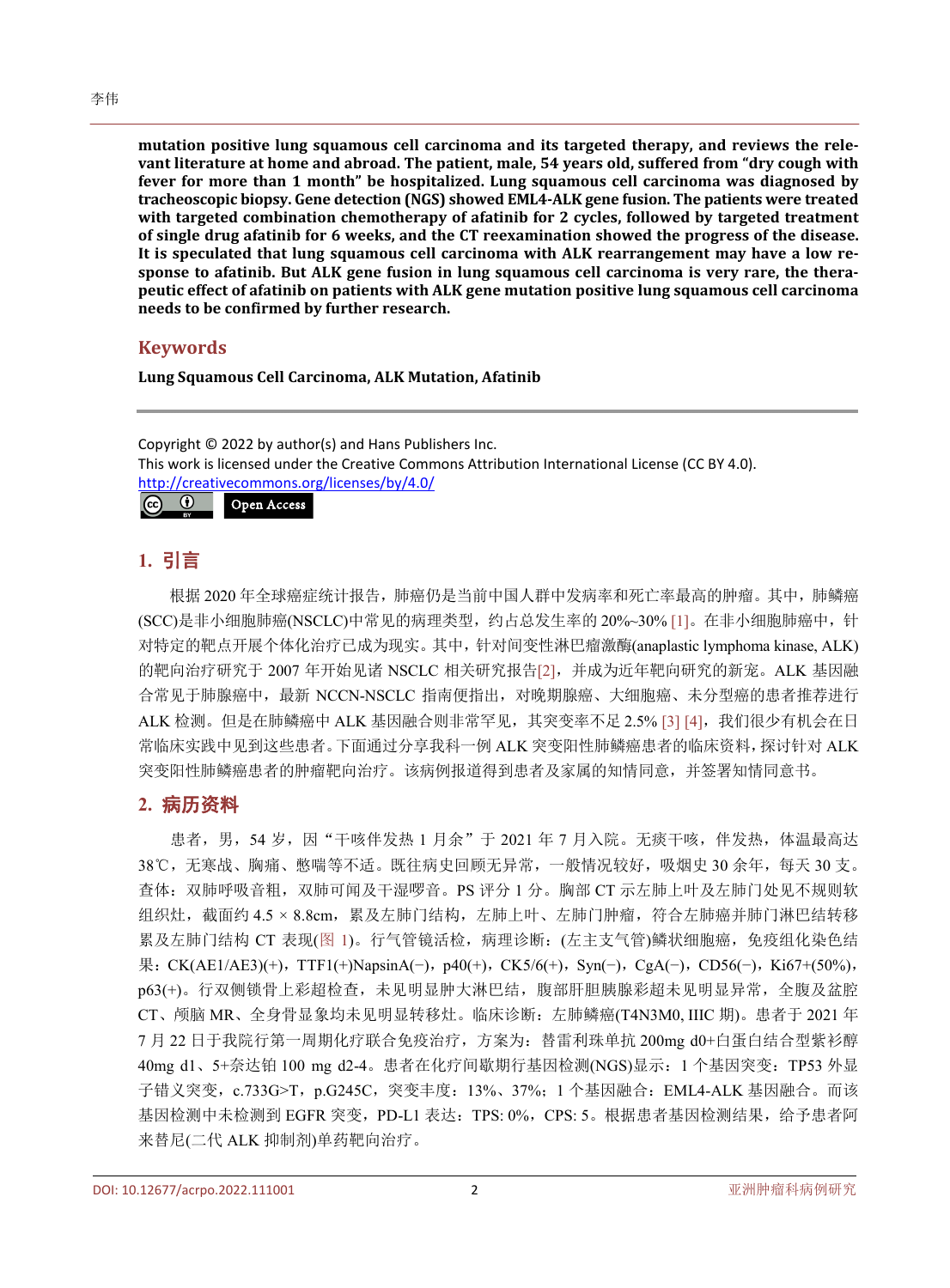**mutation positive lung squamous cell carcinoma and its targeted therapy, and reviews the relevant literature at home and abroad. The patient, male, 54 years old, suffered from “dry cough with fever for more than 1 month” be hospitalized. Lung squamous cell carcinoma was diagnosed by tracheoscopic biopsy. Gene detection (NGS) showed EML4-ALK gene fusion. The patients were treated with targeted combination chemotherapy of afatinib for 2 cycles, followed by targeted treatment of single drug afatinib for 6 weeks, and the CT reexamination showed the progress of the disease. It is speculated that lung squamous cell carcinoma with ALK rearrangement may have a low response to afatinib. But ALK gene fusion in lung squamous cell carcinoma is very rare, the therapeutic effect of afatinib on patients with ALK gene mutation positive lung squamous cell carcinoma needs to be confirmed by further research.**

## Keywords

**Lung Squamous Cell Carcinoma, ALK Mutation, Afatinib**

Copyright © 2022 by author(s) and Hans Publishers Inc.
This work is licensed under the Creative Commons Attribution International License (CC BY 4.0).
http://creativecommons.org/licenses/by/4.0/

Open Access

## 1. 引言

根据 2020 年全球癌症统计报告，肺癌仍是当前中国人群中发病率和死亡率最高的肿瘤。其中，肺鳞癌(SCC)是非小细胞肺癌(NSCLC)中常见的病理类型，约占总发生率的 20%~30% [1]。在非小细胞肺癌中，针对特定的靶点开展个体化治疗已成为现实。其中，针对间变性淋巴瘤激酶(anaplastic lymphoma kinase, ALK)的靶向治疗研究于 2007 年开始见诸 NSCLC 相关研究报告[2]，并成为近年靶向研究的新宠。ALK 基因融合常见于肺腺癌中，最新 NCCN-NSCLC 指南便指出，对晚期腺癌、大细胞癌、未分型癌的患者推荐进行 ALK 检测。但是在肺鳞癌中 ALK 基因融合则非常罕见，其突变率不足 2.5% [3] [4]，我们很少有机会在日常临床实践中见到这些患者。下面通过分享我科一例 ALK 突变阳性肺鳞癌患者的临床资料，探讨针对 ALK 突变阳性肺鳞癌患者的肿瘤靶向治疗。该病例报道得到患者及家属的知情同意，并签署知情同意书。

## 2. 病历资料

患者，男，54 岁，因“干咳伴发热 1 月余”于 2021 年 7 月入院。无痰干咳，伴发热，体温最高达 38℃，无寒战、胸痛、憋喘等不适。既往病史回顾无异常，一般情况较好，吸烟史 30 余年，每天 30 支。查体：双肺呼吸音粗，双肺可闻及干湿啰音。PS 评分 1 分。胸部 CT 示左肺上叶及左肺门处见不规则软组织灶，截面约 4.5 × 8.8cm，累及左肺门结构，左肺上叶、左肺门肿瘤，符合左肺癌并肺门淋巴结转移累及左肺门结构 CT 表现(图 1)。行气管镜活检，病理诊断：(左主支气管)鳞状细胞癌，免疫组化染色结果：CK(AE1/AE3)(+)，TTF1(+)NapsinA(−)，p40(+)，CK5/6(+)，Syn(−)，CgA(−)，CD56(−)，Ki67+(50%)，p63(+)。行双侧锁骨上彩超检查，未见明显肿大淋巴结，腹部肝胆胰脾彩超未见明显异常，全腹及盆腔 CT、颅脑 MR、全身骨显象均未见明显转移灶。临床诊断：左肺鳞癌(T4N3M0, IIIC 期)。患者于 2021 年 7 月 22 日于我院行第一周期化疗联合免疫治疗，方案为：替雷利珠单抗 200mg d0+白蛋白结合型紫衫醇 40mg d1、5+奈达铂 100 mg d2-4。患者在化疗间歇期行基因检测(NGS)显示：1 个基因突变：TP53 外显子错义突变，c.733G>T，p.G245C，突变丰度：13%、37%；1 个基因融合：EML4-ALK 基因融合。而该基因检测中未检测到 EGFR 突变，PD-L1 表达：TPS: 0%，CPS: 5。根据患者基因检测结果，给予患者阿来替尼(二代 ALK 抑制剂)单药靶向治疗。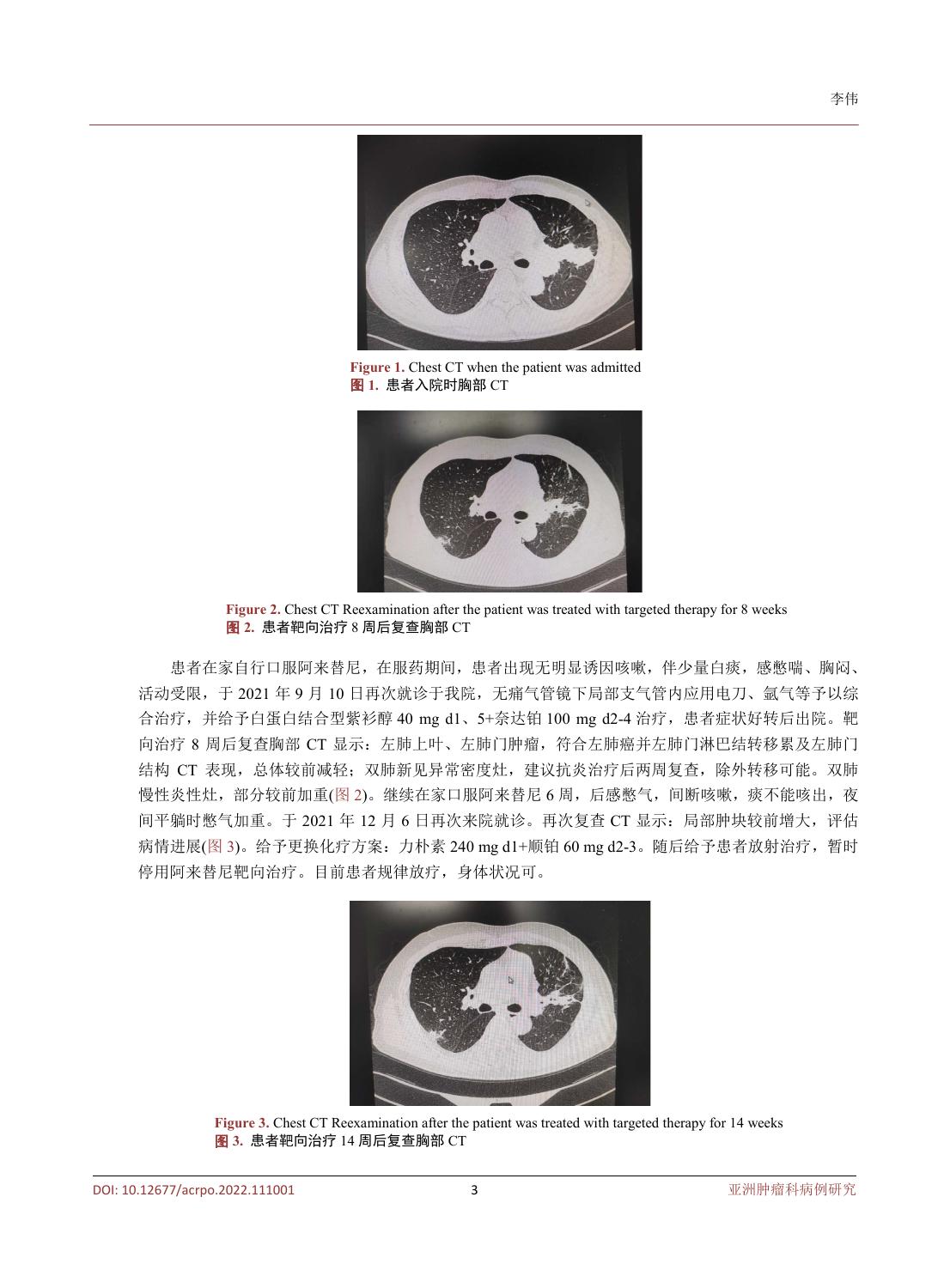Figure 1. Chest CT when the patient was admitted

图 1. 患者入院时胸部 CT

Figure 2. Chest CT Reexamination after the patient was treated with targeted therapy for 8 weeks

图 2. 患者靶向治疗 8 周后复查胸部 CT

患者在家自行口服阿来替尼，在服药期间，患者出现无明显诱因咳嗽，伴少量白痰，感憋喘、胸闷、活动受限，于 2021 年 9 月 10 日再次就诊于我院，无痛气管镜下局部支气管内应用电刀、氩气等予以综合治疗，并给予白蛋白结合型紫杉醇 40 mg d1、5+奈达铂 100 mg d2-4 治疗，患者症状好转后出院。靶向治疗 8 周后复查胸部 CT 显示：左肺上叶、左肺门肿瘤，符合左肺癌并左肺门淋巴结转移累及左肺门结构 CT 表现，总体较前减轻；双肺新见异常密度灶，建议抗炎治疗后两周复查，除外转移可能。双肺慢性炎性灶，部分较前加重(图 2)。继续在家口服阿来替尼 6 周，后感憋气，间断咳嗽，痰不能咳出，夜间平躺时憋气加重。于 2021 年 12 月 6 日再次来院就诊。再次复查 CT 显示：局部肿块较前增大，评估病情进展(图 3)。给予更换化疗方案：力朴素 240 mg d1+顺铂 60 mg d2-3。随后给予患者放射治疗，暂时停用阿来替尼靶向治疗。目前患者规律放疗，身体状况可。

Figure 3. Chest CT Reexamination after the patient was treated with targeted therapy for 14 weeks

图 3. 患者靶向治疗 14 周后复查胸部 CT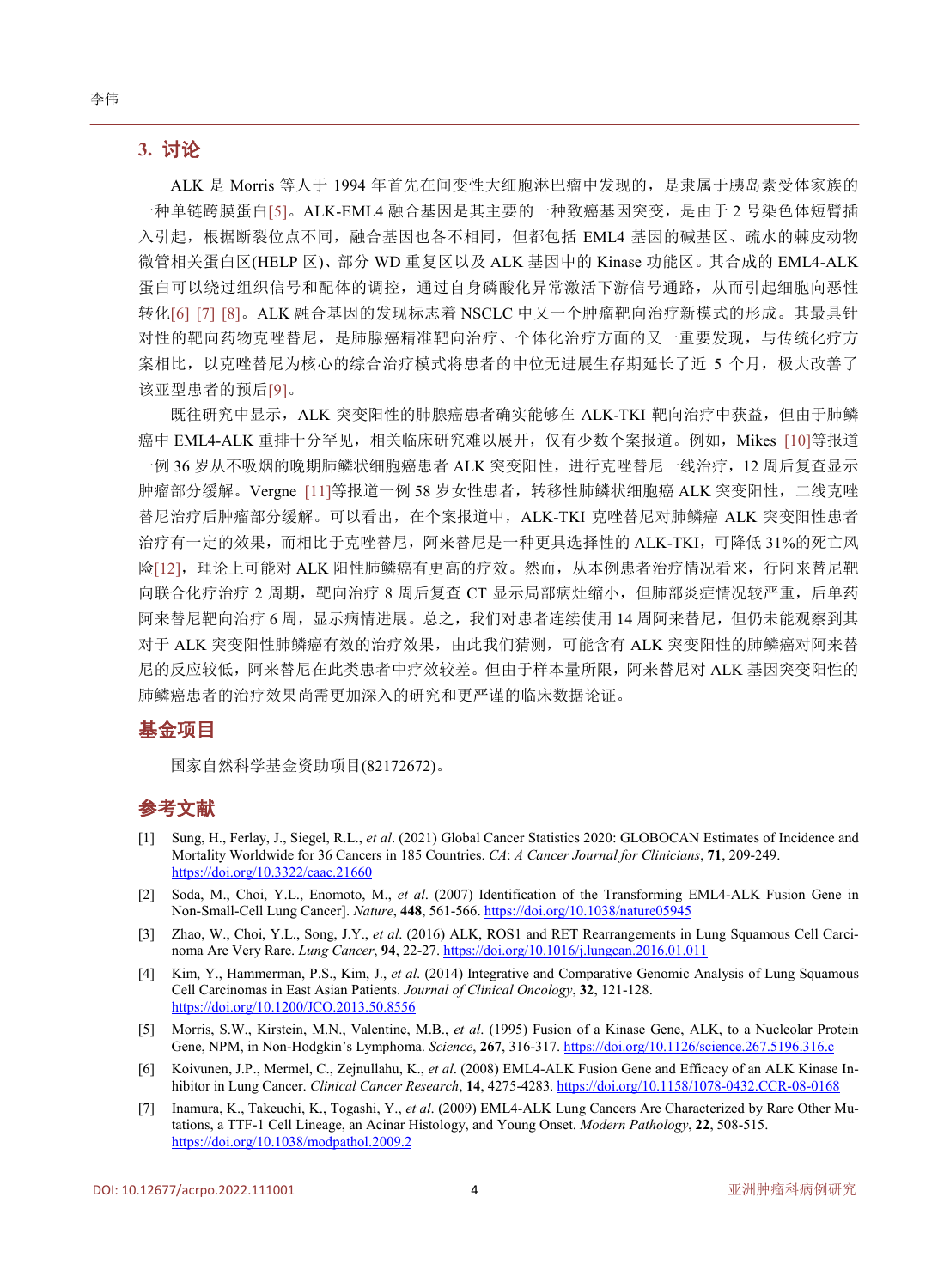## 3. 讨论

ALK 是 Morris 等人于 1994 年首先在间变性大细胞淋巴瘤中发现的，是隶属于胰岛素受体家族的一种单链跨膜蛋白[5]。ALK-EML4 融合基因是其主要的一种致癌基因突变，是由于 2 号染色体短臂插入引起，根据断裂位点不同，融合基因也各不相同，但都包括 EML4 基因的碱基区、疏水的棘皮动物微管相关蛋白区(HELP 区)、部分 WD 重复区以及 ALK 基因中的 Kinase 功能区。其合成的 EML4-ALK 蛋白可以绕过组织信号和配体的调控，通过自身磷酸化异常激活下游信号通路，从而引起细胞向恶性转化[6] [7] [8]。ALK 融合基因的发现标志着 NSCLC 中又一个肿瘤靶向治疗新模式的形成。其最具针对性的靶向药物克唑替尼，是肺腺癌精准靶向治疗、个体化治疗方面的又一重要发现，与传统化疗方案相比，以克唑替尼为核心的综合治疗模式将患者的中位无进展生存期延长了近 5 个月，极大改善了该亚型患者的预后[9]。

既往研究中显示，ALK 突变阳性的肺腺癌患者确实能够在 ALK-TKI 靶向治疗中获益，但由于肺鳞癌中 EML4-ALK 重排十分罕见，相关临床研究难以展开，仅有少数个案报道。例如，Mikes [10]等报道一例 36 岁从不吸烟的晚期肺鳞状细胞癌患者 ALK 突变阳性，进行克唑替尼一线治疗，12 周后复查显示肿瘤部分缓解。Vergne [11]等报道一例 58 岁女性患者，转移性肺鳞状细胞癌 ALK 突变阳性，二线克唑替尼治疗后肿瘤部分缓解。可以看出，在个案报道中，ALK-TKI 克唑替尼对肺鳞癌 ALK 突变阳性患者治疗有一定的效果，而相比于克唑替尼，阿来替尼是一种更具选择性的 ALK-TKI，可降低 31%的死亡风险[12]，理论上可能对 ALK 阳性肺鳞癌有更高的疗效。然而，从本例患者治疗情况看来，行阿来替尼靶向联合化疗治疗 2 周期，靶向治疗 8 周后复查 CT 显示局部病灶缩小，但肺部炎症情况较严重，后单药阿来替尼靶向治疗 6 周，显示病情进展。总之，我们对患者连续使用 14 周阿来替尼，但仍未能观察到其对于 ALK 突变阳性肺鳞癌有效的治疗效果，由此我们猜测，可能含有 ALK 突变阳性的肺鳞癌对阿来替尼的反应较低，阿来替尼在此类患者中疗效较差。但由于样本量所限，阿来替尼对 ALK 基因突变阳性的肺鳞癌患者的治疗效果尚需更加深入的研究和更严谨的临床数据论证。

## 基金项目

国家自然科学基金资助项目(82172672)。

## 参考文献

[1] Sung, H., Ferlay, J., Siegel, R.L., *et al*. (2021) Global Cancer Statistics 2020: GLOBOCAN Estimates of Incidence and Mortality Worldwide for 36 Cancers in 185 Countries. *CA*: *A Cancer Journal for Clinicians*, **71**, 209-249. https://doi.org/10.3322/caac.21660

[2] Soda, M., Choi, Y.L., Enomoto, M., *et al*. (2007) Identification of the Transforming EML4-ALK Fusion Gene in Non-Small-Cell Lung Cancer]. *Nature*, **448**, 561-566. https://doi.org/10.1038/nature05945

[3] Zhao, W., Choi, Y.L., Song, J.Y., *et al*. (2016) ALK, ROS1 and RET Rearrangements in Lung Squamous Cell Carcinoma Are Very Rare. *Lung Cancer*, **94**, 22-27. https://doi.org/10.1016/j.lungcan.2016.01.011

[4] Kim, Y., Hammerman, P.S., Kim, J., *et al*. (2014) Integrative and Comparative Genomic Analysis of Lung Squamous Cell Carcinomas in East Asian Patients. *Journal of Clinical Oncology*, **32**, 121-128. https://doi.org/10.1200/JCO.2013.50.8556

[5] Morris, S.W., Kirstein, M.N., Valentine, M.B., *et al*. (1995) Fusion of a Kinase Gene, ALK, to a Nucleolar Protein Gene, NPM, in Non-Hodgkin's Lymphoma. *Science*, **267**, 316-317. https://doi.org/10.1126/science.267.5196.316.c

[6] Koivunen, J.P., Mermel, C., Zejnullahu, K., *et al*. (2008) EML4-ALK Fusion Gene and Efficacy of an ALK Kinase Inhibitor in Lung Cancer. *Clinical Cancer Research*, **14**, 4275-4283. https://doi.org/10.1158/1078-0432.CCR-08-0168

[7] Inamura, K., Takeuchi, K., Togashi, Y., *et al*. (2009) EML4-ALK Lung Cancers Are Characterized by Rare Other Mutations, a TTF-1 Cell Lineage, an Acinar Histology, and Young Onset. *Modern Pathology*, **22**, 508-515. https://doi.org/10.1038/modpathol.2009.2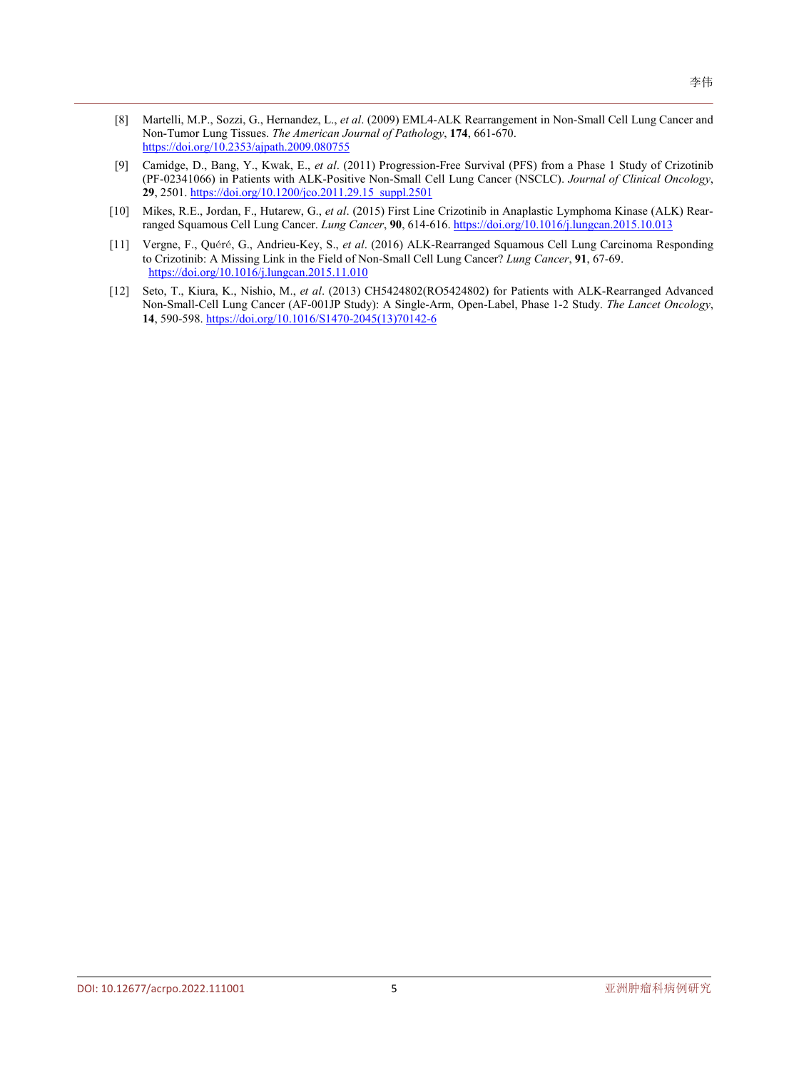[8] Martelli, M.P., Sozzi, G., Hernandez, L., *et al*. (2009) EML4-ALK Rearrangement in Non-Small Cell Lung Cancer and Non-Tumor Lung Tissues. *The American Journal of Pathology*, **174**, 661-670. https://doi.org/10.2353/ajpath.2009.080755

[9] Camidge, D., Bang, Y., Kwak, E., *et al*. (2011) Progression-Free Survival (PFS) from a Phase 1 Study of Crizotinib (PF-02341066) in Patients with ALK-Positive Non-Small Cell Lung Cancer (NSCLC). *Journal of Clinical Oncology*, **29**, 2501. https://doi.org/10.1200/jco.2011.29.15_suppl.2501

[10] Mikes, R.E., Jordan, F., Hutarew, G., *et al*. (2015) First Line Crizotinib in Anaplastic Lymphoma Kinase (ALK) Rearranged Squamous Cell Lung Cancer. *Lung Cancer*, **90**, 614-616. https://doi.org/10.1016/j.lungcan.2015.10.013

[11] Vergne, F., Quéré, G., Andrieu-Key, S., *et al*. (2016) ALK-Rearranged Squamous Cell Lung Carcinoma Responding to Crizotinib: A Missing Link in the Field of Non-Small Cell Lung Cancer? *Lung Cancer*, **91**, 67-69. https://doi.org/10.1016/j.lungcan.2015.11.010

[12] Seto, T., Kiura, K., Nishio, M., *et al*. (2013) CH5424802(RO5424802) for Patients with ALK-Rearranged Advanced Non-Small-Cell Lung Cancer (AF-001JP Study): A Single-Arm, Open-Label, Phase 1-2 Study. *The Lancet Oncology*, **14**, 590-598. https://doi.org/10.1016/S1470-2045(13)70142-6